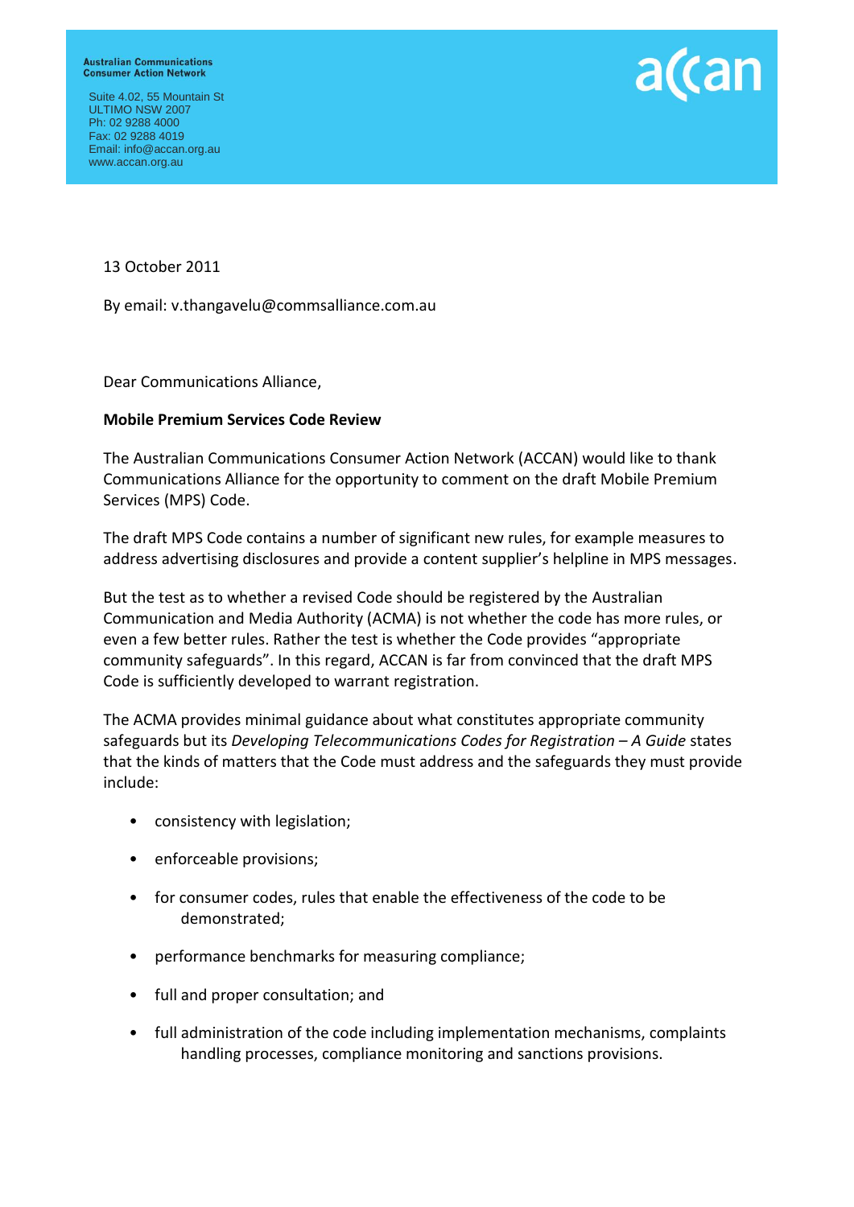Australian Communications Consumer Action Network

Suite 4.02, 55 Mountain St
ULTIMO NSW 2007
Ph: 02 9288 4000
Fax: 02 9288 4019
Email: info@accan.org.au
www.accan.org.au

13 October 2011

By email: v.thangavelu@commsalliance.com.au

Dear Communications Alliance,

**Mobile Premium Services Code Review**

The Australian Communications Consumer Action Network (ACCAN) would like to thank Communications Alliance for the opportunity to comment on the draft Mobile Premium Services (MPS) Code.

The draft MPS Code contains a number of significant new rules, for example measures to address advertising disclosures and provide a content supplier's helpline in MPS messages.

But the test as to whether a revised Code should be registered by the Australian Communication and Media Authority (ACMA) is not whether the code has more rules, or even a few better rules. Rather the test is whether the Code provides "appropriate community safeguards". In this regard, ACCAN is far from convinced that the draft MPS Code is sufficiently developed to warrant registration.

The ACMA provides minimal guidance about what constitutes appropriate community safeguards but its *Developing Telecommunications Codes for Registration – A Guide* states that the kinds of matters that the Code must address and the safeguards they must provide include:

- consistency with legislation;
- enforceable provisions;
- for consumer codes, rules that enable the effectiveness of the code to be demonstrated;
- performance benchmarks for measuring compliance;
- full and proper consultation; and
- full administration of the code including implementation mechanisms, complaints handling processes, compliance monitoring and sanctions provisions.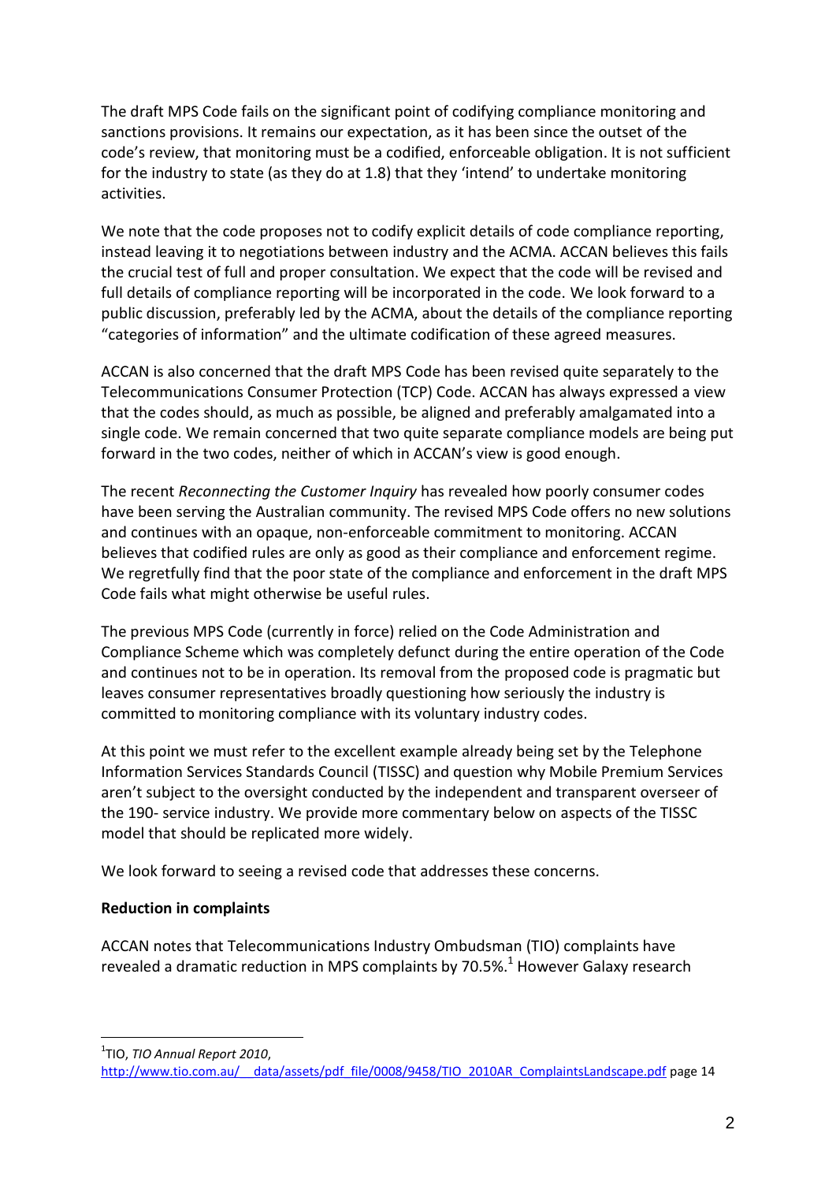The draft MPS Code fails on the significant point of codifying compliance monitoring and sanctions provisions. It remains our expectation, as it has been since the outset of the code's review, that monitoring must be a codified, enforceable obligation. It is not sufficient for the industry to state (as they do at 1.8) that they 'intend' to undertake monitoring activities.

We note that the code proposes not to codify explicit details of code compliance reporting, instead leaving it to negotiations between industry and the ACMA. ACCAN believes this fails the crucial test of full and proper consultation. We expect that the code will be revised and full details of compliance reporting will be incorporated in the code. We look forward to a public discussion, preferably led by the ACMA, about the details of the compliance reporting "categories of information" and the ultimate codification of these agreed measures.

ACCAN is also concerned that the draft MPS Code has been revised quite separately to the Telecommunications Consumer Protection (TCP) Code. ACCAN has always expressed a view that the codes should, as much as possible, be aligned and preferably amalgamated into a single code. We remain concerned that two quite separate compliance models are being put forward in the two codes, neither of which in ACCAN's view is good enough.

The recent *Reconnecting the Customer Inquiry* has revealed how poorly consumer codes have been serving the Australian community. The revised MPS Code offers no new solutions and continues with an opaque, non-enforceable commitment to monitoring. ACCAN believes that codified rules are only as good as their compliance and enforcement regime. We regretfully find that the poor state of the compliance and enforcement in the draft MPS Code fails what might otherwise be useful rules.

The previous MPS Code (currently in force) relied on the Code Administration and Compliance Scheme which was completely defunct during the entire operation of the Code and continues not to be in operation. Its removal from the proposed code is pragmatic but leaves consumer representatives broadly questioning how seriously the industry is committed to monitoring compliance with its voluntary industry codes.

At this point we must refer to the excellent example already being set by the Telephone Information Services Standards Council (TISSC) and question why Mobile Premium Services aren't subject to the oversight conducted by the independent and transparent overseer of the 190- service industry. We provide more commentary below on aspects of the TISSC model that should be replicated more widely.

We look forward to seeing a revised code that addresses these concerns.

**Reduction in complaints**

ACCAN notes that Telecommunications Industry Ombudsman (TIO) complaints have revealed a dramatic reduction in MPS complaints by 70.5%.[1] However Galaxy research

---

[1] TIO, *TIO Annual Report 2010*, http://www.tio.com.au/__data/assets/pdf_file/0008/9458/TIO_2010AR_ComplaintsLandscape.pdf page 14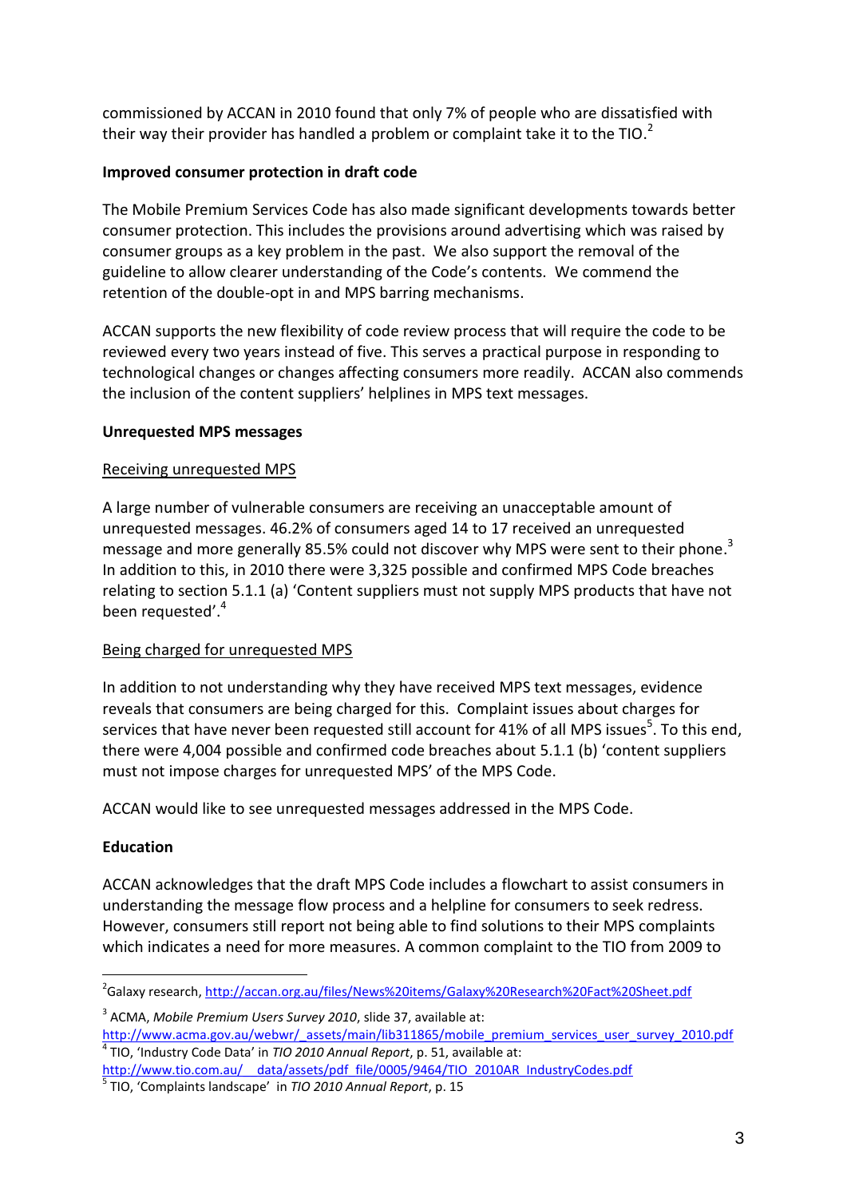commissioned by ACCAN in 2010 found that only 7% of people who are dissatisfied with their way their provider has handled a problem or complaint take it to the TIO.[2]

**Improved consumer protection in draft code**

The Mobile Premium Services Code has also made significant developments towards better consumer protection. This includes the provisions around advertising which was raised by consumer groups as a key problem in the past. We also support the removal of the guideline to allow clearer understanding of the Code's contents. We commend the retention of the double-opt in and MPS barring mechanisms.

ACCAN supports the new flexibility of code review process that will require the code to be reviewed every two years instead of five. This serves a practical purpose in responding to technological changes or changes affecting consumers more readily. ACCAN also commends the inclusion of the content suppliers' helplines in MPS text messages.

**Unrequested MPS messages**

Receiving unrequested MPS

A large number of vulnerable consumers are receiving an unacceptable amount of unrequested messages. 46.2% of consumers aged 14 to 17 received an unrequested message and more generally 85.5% could not discover why MPS were sent to their phone.[3] In addition to this, in 2010 there were 3,325 possible and confirmed MPS Code breaches relating to section 5.1.1 (a) 'Content suppliers must not supply MPS products that have not been requested'.[4]

Being charged for unrequested MPS

In addition to not understanding why they have received MPS text messages, evidence reveals that consumers are being charged for this. Complaint issues about charges for services that have never been requested still account for 41% of all MPS issues[5]. To this end, there were 4,004 possible and confirmed code breaches about 5.1.1 (b) 'content suppliers must not impose charges for unrequested MPS' of the MPS Code.

ACCAN would like to see unrequested messages addressed in the MPS Code.

**Education**

ACCAN acknowledges that the draft MPS Code includes a flowchart to assist consumers in understanding the message flow process and a helpline for consumers to seek redress. However, consumers still report not being able to find solutions to their MPS complaints which indicates a need for more measures. A common complaint to the TIO from 2009 to

---

[2] Galaxy research, http://accan.org.au/files/News%20items/Galaxy%20Research%20Fact%20Sheet.pdf

[3] ACMA, *Mobile Premium Users Survey 2010*, slide 37, available at: http://www.acma.gov.au/webwr/_assets/main/lib311865/mobile_premium_services_user_survey_2010.pdf

[4] TIO, 'Industry Code Data' in *TIO 2010 Annual Report*, p. 51, available at: http://www.tio.com.au/__data/assets/pdf_file/0005/9464/TIO_2010AR_IndustryCodes.pdf

[5] TIO, 'Complaints landscape' in *TIO 2010 Annual Report*, p. 15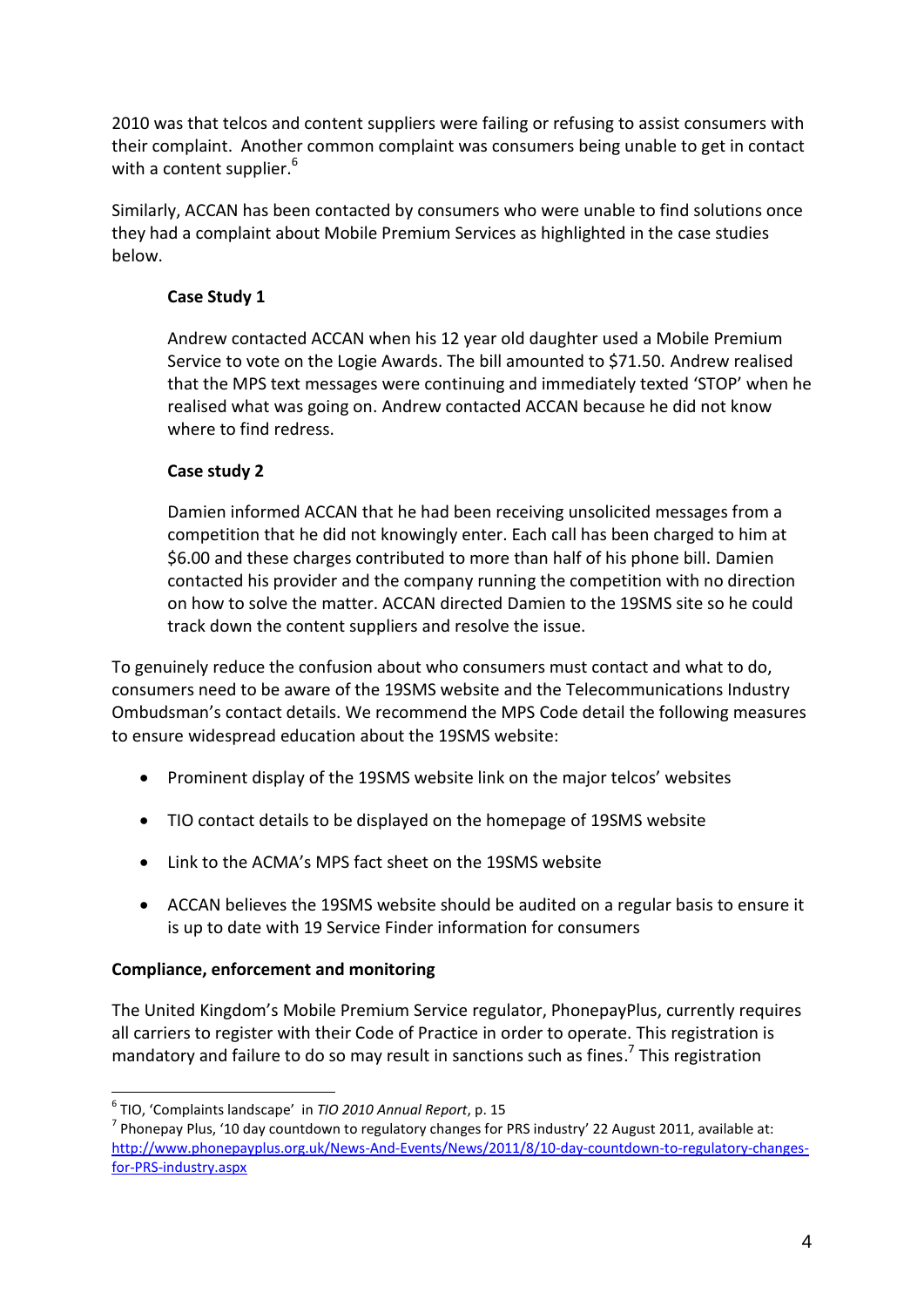2010 was that telcos and content suppliers were failing or refusing to assist consumers with their complaint. Another common complaint was consumers being unable to get in contact with a content supplier.[6]

Similarly, ACCAN has been contacted by consumers who were unable to find solutions once they had a complaint about Mobile Premium Services as highlighted in the case studies below.

> **Case Study 1**
>
> Andrew contacted ACCAN when his 12 year old daughter used a Mobile Premium Service to vote on the Logie Awards. The bill amounted to $71.50. Andrew realised that the MPS text messages were continuing and immediately texted 'STOP' when he realised what was going on. Andrew contacted ACCAN because he did not know where to find redress.
>
> **Case study 2**
>
> Damien informed ACCAN that he had been receiving unsolicited messages from a competition that he did not knowingly enter. Each call has been charged to him at $6.00 and these charges contributed to more than half of his phone bill. Damien contacted his provider and the company running the competition with no direction on how to solve the matter. ACCAN directed Damien to the 19SMS site so he could track down the content suppliers and resolve the issue.

To genuinely reduce the confusion about who consumers must contact and what to do, consumers need to be aware of the 19SMS website and the Telecommunications Industry Ombudsman's contact details. We recommend the MPS Code detail the following measures to ensure widespread education about the 19SMS website:

- Prominent display of the 19SMS website link on the major telcos' websites
- TIO contact details to be displayed on the homepage of 19SMS website
- Link to the ACMA's MPS fact sheet on the 19SMS website
- ACCAN believes the 19SMS website should be audited on a regular basis to ensure it is up to date with 19 Service Finder information for consumers

**Compliance, enforcement and monitoring**

The United Kingdom's Mobile Premium Service regulator, PhonepayPlus, currently requires all carriers to register with their Code of Practice in order to operate. This registration is mandatory and failure to do so may result in sanctions such as fines.[7] This registration

---

[6] TIO, 'Complaints landscape' in *TIO 2010 Annual Report*, p. 15

[7] Phonepay Plus, '10 day countdown to regulatory changes for PRS industry' 22 August 2011, available at: http://www.phonepayplus.org.uk/News-And-Events/News/2011/8/10-day-countdown-to-regulatory-changes-for-PRS-industry.aspx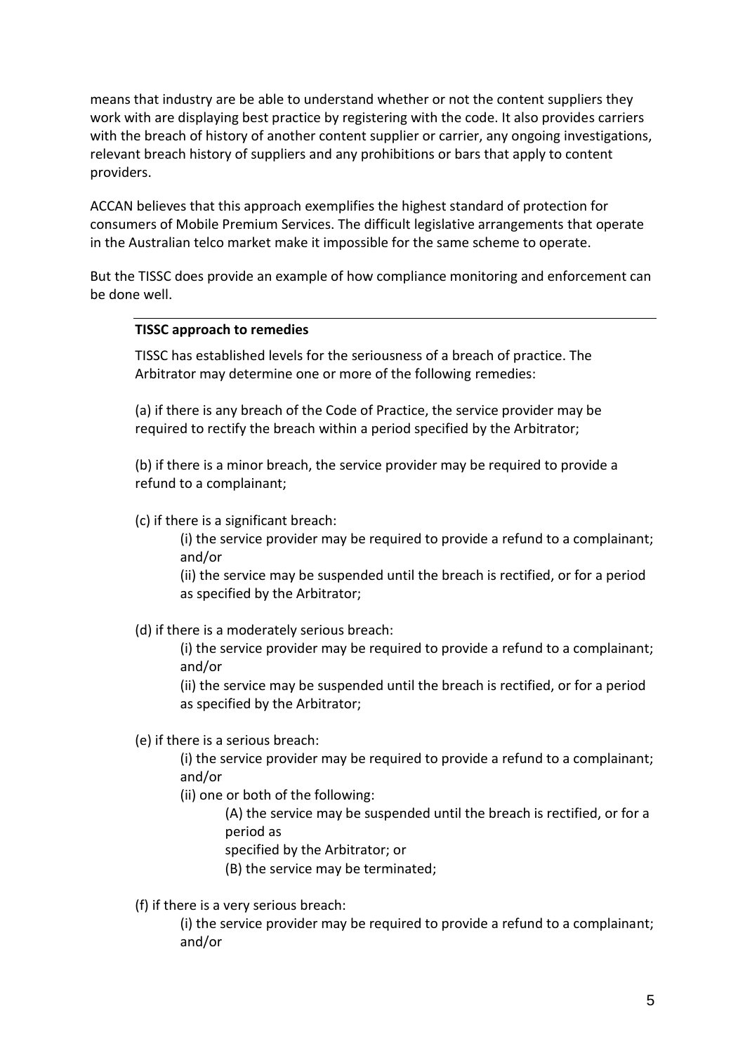means that industry are be able to understand whether or not the content suppliers they work with are displaying best practice by registering with the code. It also provides carriers with the breach of history of another content supplier or carrier, any ongoing investigations, relevant breach history of suppliers and any prohibitions or bars that apply to content providers.

ACCAN believes that this approach exemplifies the highest standard of protection for consumers of Mobile Premium Services. The difficult legislative arrangements that operate in the Australian telco market make it impossible for the same scheme to operate.

But the TISSC does provide an example of how compliance monitoring and enforcement can be done well.

---

**TISSC approach to remedies**

TISSC has established levels for the seriousness of a breach of practice. The Arbitrator may determine one or more of the following remedies:

(a) if there is any breach of the Code of Practice, the service provider may be required to rectify the breach within a period specified by the Arbitrator;

(b) if there is a minor breach, the service provider may be required to provide a refund to a complainant;

(c) if there is a significant breach:

> (i) the service provider may be required to provide a refund to a complainant; and/or
>
> (ii) the service may be suspended until the breach is rectified, or for a period as specified by the Arbitrator;

(d) if there is a moderately serious breach:

> (i) the service provider may be required to provide a refund to a complainant; and/or
>
> (ii) the service may be suspended until the breach is rectified, or for a period as specified by the Arbitrator;

(e) if there is a serious breach:

> (i) the service provider may be required to provide a refund to a complainant; and/or
>
> (ii) one or both of the following:
>
> > (A) the service may be suspended until the breach is rectified, or for a period as
> > specified by the Arbitrator; or
> >
> > (B) the service may be terminated;

(f) if there is a very serious breach:

> (i) the service provider may be required to provide a refund to a complainant; and/or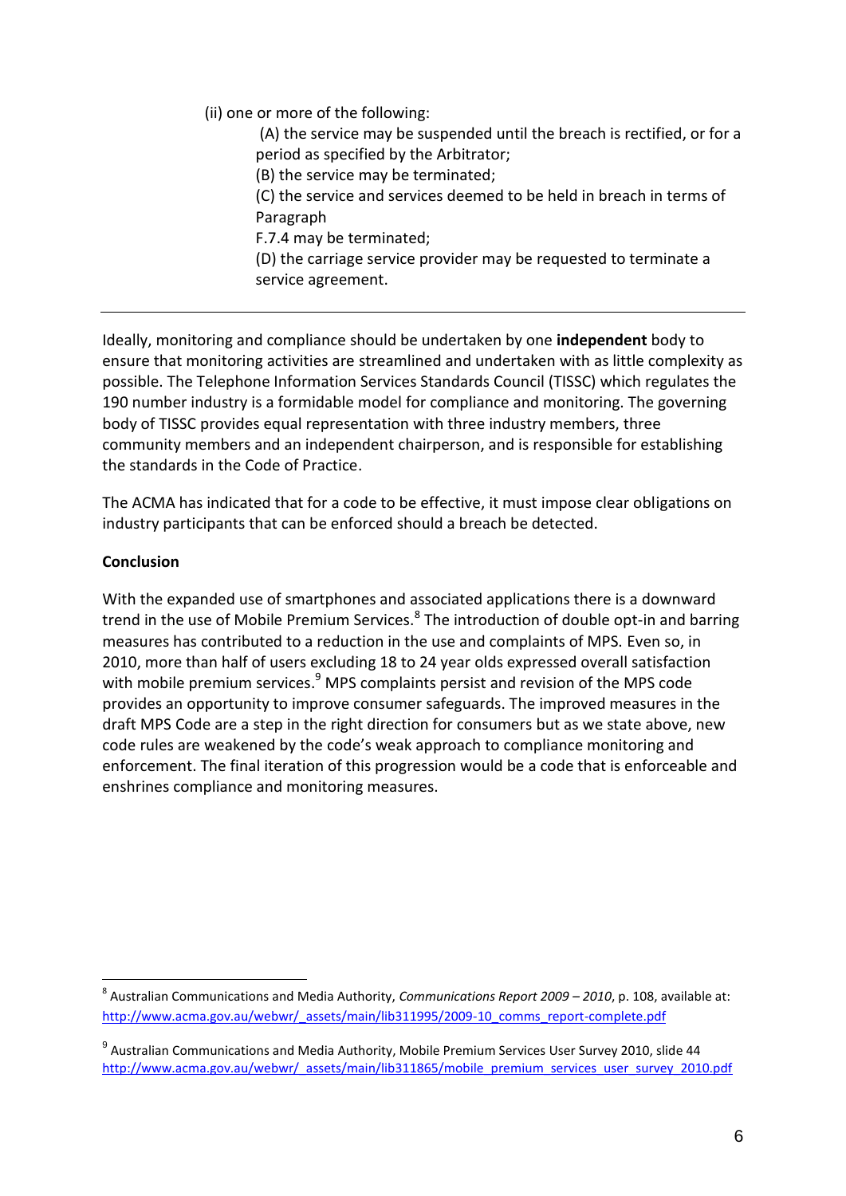(ii) one or more of the following:

(A) the service may be suspended until the breach is rectified, or for a period as specified by the Arbitrator;

(B) the service may be terminated;

(C) the service and services deemed to be held in breach in terms of Paragraph F.7.4 may be terminated;

(D) the carriage service provider may be requested to terminate a service agreement.

---

Ideally, monitoring and compliance should be undertaken by one **independent** body to ensure that monitoring activities are streamlined and undertaken with as little complexity as possible. The Telephone Information Services Standards Council (TISSC) which regulates the 190 number industry is a formidable model for compliance and monitoring. The governing body of TISSC provides equal representation with three industry members, three community members and an independent chairperson, and is responsible for establishing the standards in the Code of Practice.

The ACMA has indicated that for a code to be effective, it must impose clear obligations on industry participants that can be enforced should a breach be detected.

**Conclusion**

With the expanded use of smartphones and associated applications there is a downward trend in the use of Mobile Premium Services.[8] The introduction of double opt-in and barring measures has contributed to a reduction in the use and complaints of MPS. Even so, in 2010, more than half of users excluding 18 to 24 year olds expressed overall satisfaction with mobile premium services.[9] MPS complaints persist and revision of the MPS code provides an opportunity to improve consumer safeguards. The improved measures in the draft MPS Code are a step in the right direction for consumers but as we state above, new code rules are weakened by the code's weak approach to compliance monitoring and enforcement. The final iteration of this progression would be a code that is enforceable and enshrines compliance and monitoring measures.

---

[8] Australian Communications and Media Authority, *Communications Report 2009 – 2010*, p. 108, available at: http://www.acma.gov.au/webwr/_assets/main/lib311995/2009-10_comms_report-complete.pdf

[9] Australian Communications and Media Authority, Mobile Premium Services User Survey 2010, slide 44 http://www.acma.gov.au/webwr/_assets/main/lib311865/mobile_premium_services_user_survey_2010.pdf